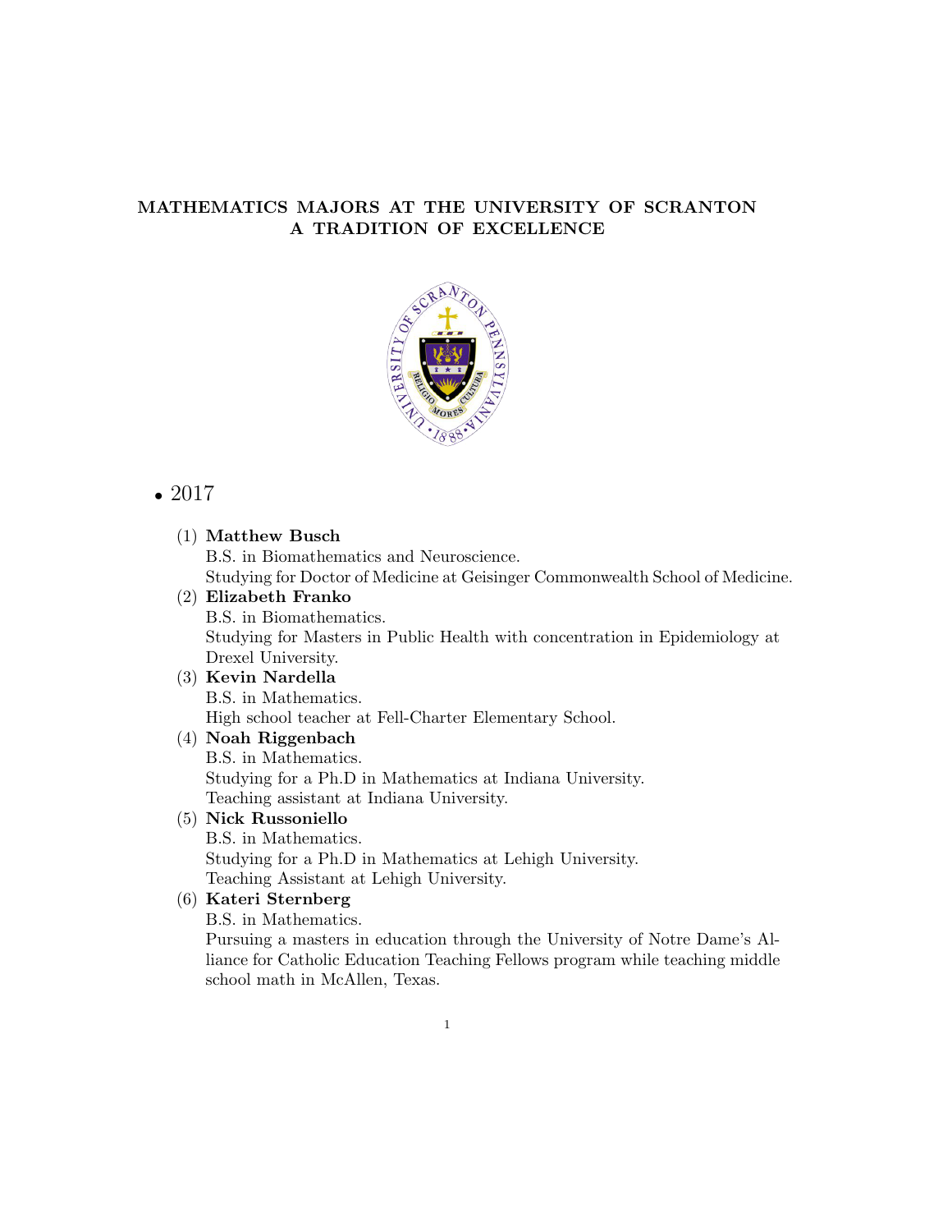**MATHEMATICS MAJORS AT THE UNIVERSITY OF SCRANTON**
**A TRADITION OF EXCELLENCE**

- 2017

  (1) **Matthew Busch**
  B.S. in Biomathematics and Neuroscience.
  Studying for Doctor of Medicine at Geisinger Commonwealth School of Medicine.

  (2) **Elizabeth Franko**
  B.S. in Biomathematics.
  Studying for Masters in Public Health with concentration in Epidemiology at Drexel University.

  (3) **Kevin Nardella**
  B.S. in Mathematics.
  High school teacher at Fell-Charter Elementary School.

  (4) **Noah Riggenbach**
  B.S. in Mathematics.
  Studying for a Ph.D in Mathematics at Indiana University.
  Teaching assistant at Indiana University.

  (5) **Nick Russoniello**
  B.S. in Mathematics.
  Studying for a Ph.D in Mathematics at Lehigh University.
  Teaching Assistant at Lehigh University.

  (6) **Kateri Sternberg**
  B.S. in Mathematics.
  Pursuing a masters in education through the University of Notre Dame's Alliance for Catholic Education Teaching Fellows program while teaching middle school math in McAllen, Texas.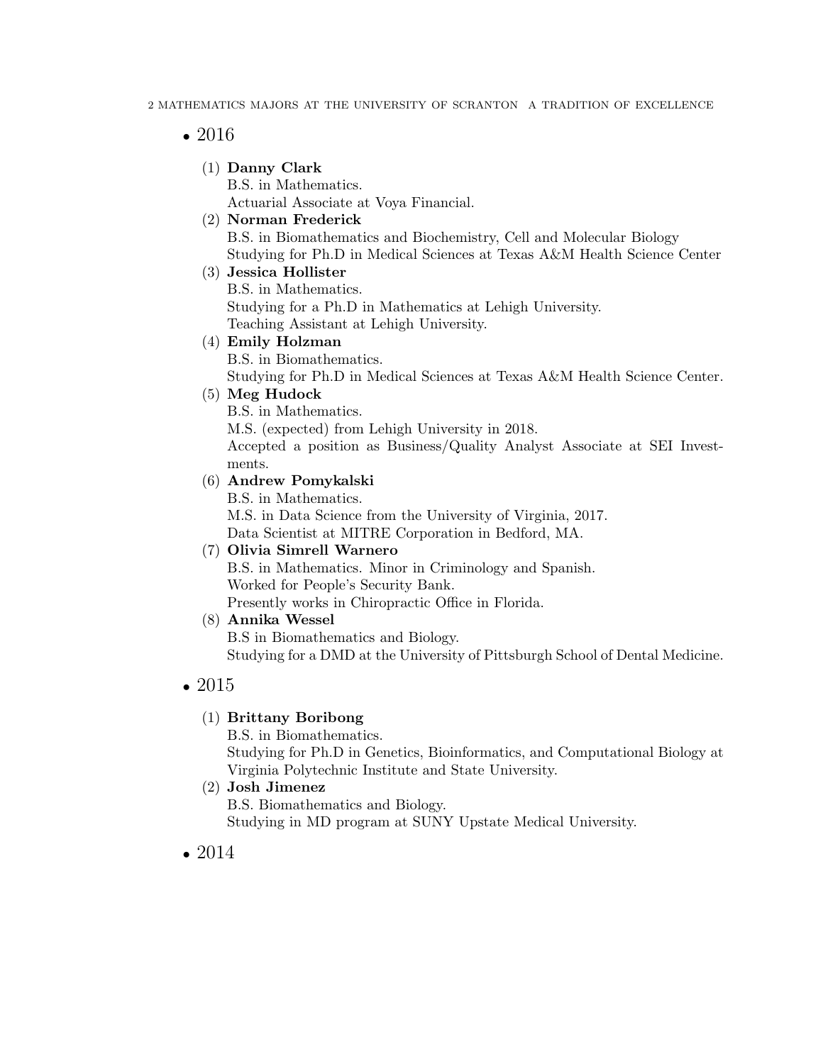- 2016

  (1) **Danny Clark**
  B.S. in Mathematics.
  Actuarial Associate at Voya Financial.

  (2) **Norman Frederick**
  B.S. in Biomathematics and Biochemistry, Cell and Molecular Biology
  Studying for Ph.D in Medical Sciences at Texas A&M Health Science Center

  (3) **Jessica Hollister**
  B.S. in Mathematics.
  Studying for a Ph.D in Mathematics at Lehigh University.
  Teaching Assistant at Lehigh University.

  (4) **Emily Holzman**
  B.S. in Biomathematics.
  Studying for Ph.D in Medical Sciences at Texas A&M Health Science Center.

  (5) **Meg Hudock**
  B.S. in Mathematics.
  M.S. (expected) from Lehigh University in 2018.
  Accepted a position as Business/Quality Analyst Associate at SEI Investments.

  (6) **Andrew Pomykalski**
  B.S. in Mathematics.
  M.S. in Data Science from the University of Virginia, 2017.
  Data Scientist at MITRE Corporation in Bedford, MA.

  (7) **Olivia Simrell Warnero**
  B.S. in Mathematics. Minor in Criminology and Spanish.
  Worked for People's Security Bank.
  Presently works in Chiropractic Office in Florida.

  (8) **Annika Wessel**
  B.S in Biomathematics and Biology.
  Studying for a DMD at the University of Pittsburgh School of Dental Medicine.

- 2015

  (1) **Brittany Boribong**
  B.S. in Biomathematics.
  Studying for Ph.D in Genetics, Bioinformatics, and Computational Biology at Virginia Polytechnic Institute and State University.

  (2) **Josh Jimenez**
  B.S. Biomathematics and Biology.
  Studying in MD program at SUNY Upstate Medical University.

- 2014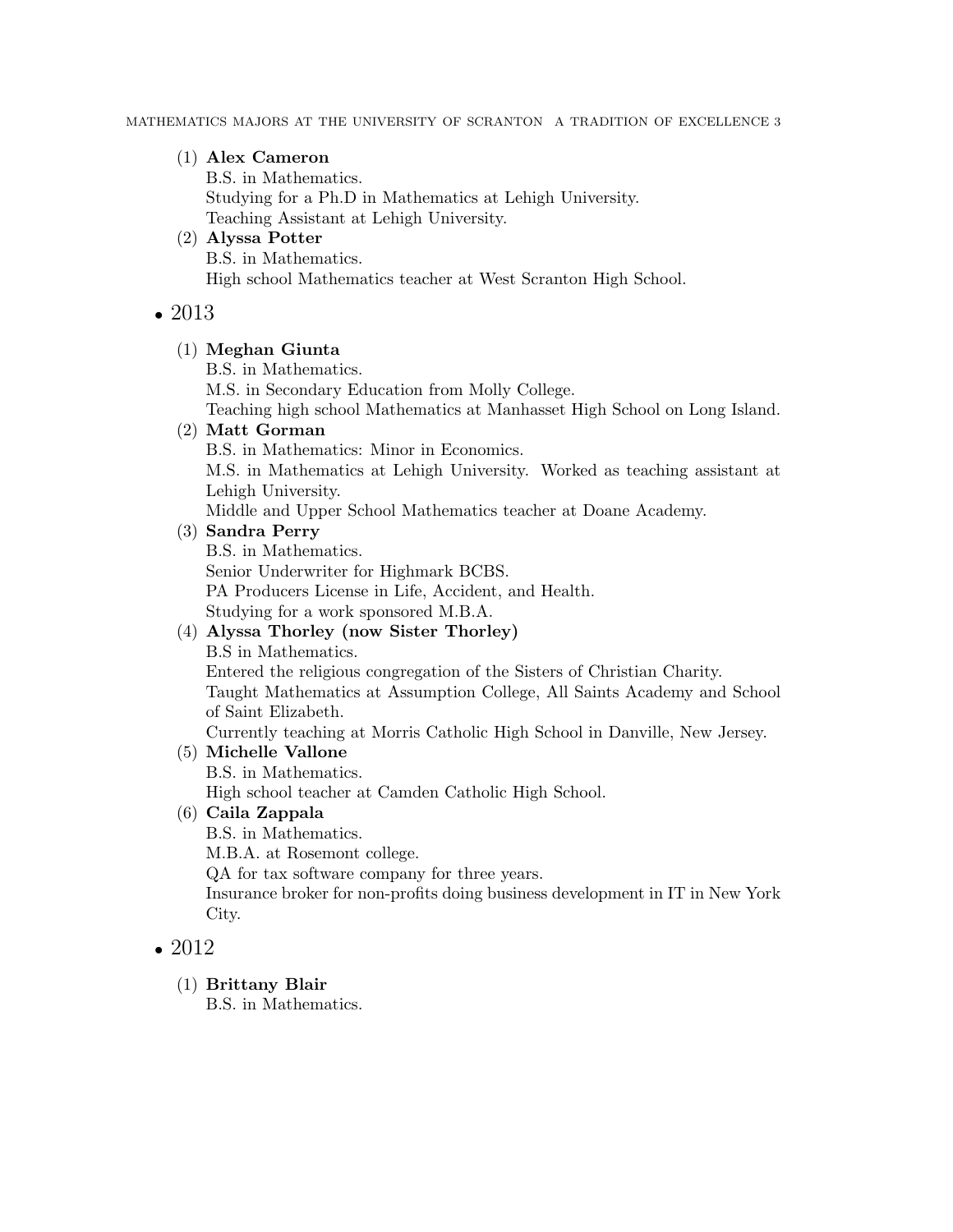(1) **Alex Cameron**
    B.S. in Mathematics.
    Studying for a Ph.D in Mathematics at Lehigh University.
    Teaching Assistant at Lehigh University.

(2) **Alyssa Potter**
    B.S. in Mathematics.
    High school Mathematics teacher at West Scranton High School.

- 2013

(1) **Meghan Giunta**
    B.S. in Mathematics.
    M.S. in Secondary Education from Molly College.
    Teaching high school Mathematics at Manhasset High School on Long Island.

(2) **Matt Gorman**
    B.S. in Mathematics: Minor in Economics.
    M.S. in Mathematics at Lehigh University. Worked as teaching assistant at Lehigh University.
    Middle and Upper School Mathematics teacher at Doane Academy.

(3) **Sandra Perry**
    B.S. in Mathematics.
    Senior Underwriter for Highmark BCBS.
    PA Producers License in Life, Accident, and Health.
    Studying for a work sponsored M.B.A.

(4) **Alyssa Thorley (now Sister Thorley)**
    B.S in Mathematics.
    Entered the religious congregation of the Sisters of Christian Charity.
    Taught Mathematics at Assumption College, All Saints Academy and School of Saint Elizabeth.
    Currently teaching at Morris Catholic High School in Danville, New Jersey.

(5) **Michelle Vallone**
    B.S. in Mathematics.
    High school teacher at Camden Catholic High School.

(6) **Caila Zappala**
    B.S. in Mathematics.
    M.B.A. at Rosemont college.
    QA for tax software company for three years.
    Insurance broker for non-profits doing business development in IT in New York City.

- 2012

(1) **Brittany Blair**
    B.S. in Mathematics.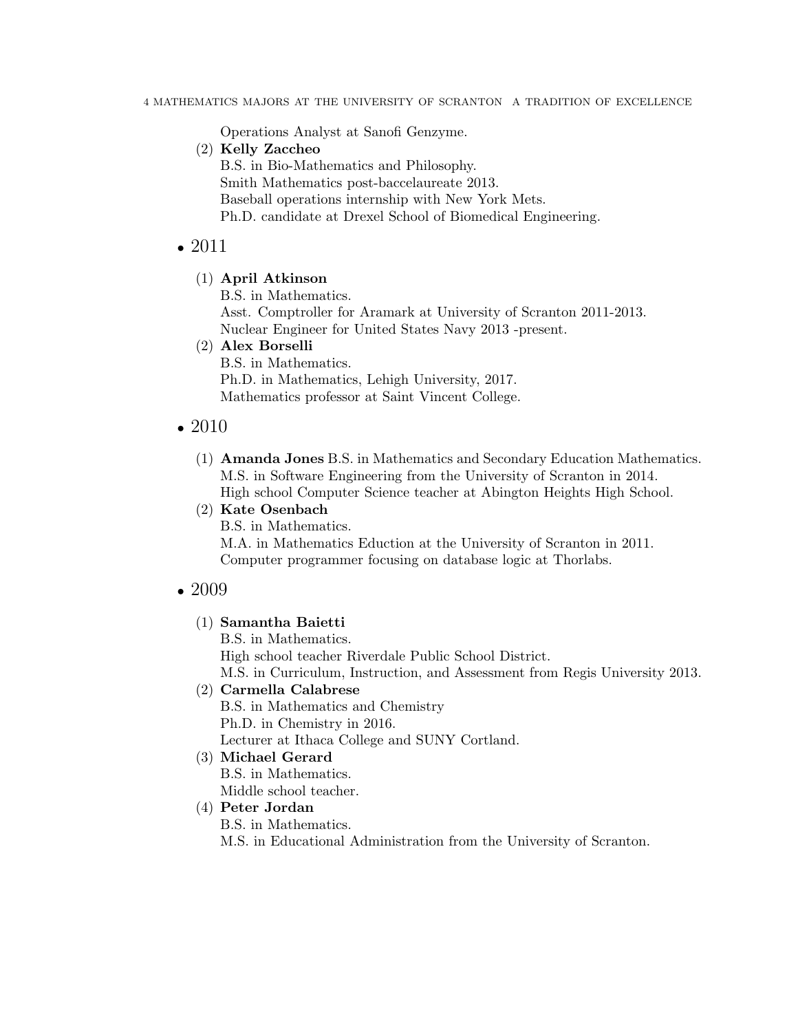Operations Analyst at Sanofi Genzyme.

(2) **Kelly Zaccheo**
B.S. in Bio-Mathematics and Philosophy.
Smith Mathematics post-baccelaureate 2013.
Baseball operations internship with New York Mets.
Ph.D. candidate at Drexel School of Biomedical Engineering.

- 2011

(1) **April Atkinson**
B.S. in Mathematics.
Asst. Comptroller for Aramark at University of Scranton 2011-2013.
Nuclear Engineer for United States Navy 2013 -present.

(2) **Alex Borselli**
B.S. in Mathematics.
Ph.D. in Mathematics, Lehigh University, 2017.
Mathematics professor at Saint Vincent College.

- 2010

(1) **Amanda Jones** B.S. in Mathematics and Secondary Education Mathematics.
M.S. in Software Engineering from the University of Scranton in 2014.
High school Computer Science teacher at Abington Heights High School.

(2) **Kate Osenbach**
B.S. in Mathematics.
M.A. in Mathematics Eduction at the University of Scranton in 2011.
Computer programmer focusing on database logic at Thorlabs.

- 2009

(1) **Samantha Baietti**
B.S. in Mathematics.
High school teacher Riverdale Public School District.
M.S. in Curriculum, Instruction, and Assessment from Regis University 2013.

(2) **Carmella Calabrese**
B.S. in Mathematics and Chemistry
Ph.D. in Chemistry in 2016.
Lecturer at Ithaca College and SUNY Cortland.

(3) **Michael Gerard**
B.S. in Mathematics.
Middle school teacher.

(4) **Peter Jordan**
B.S. in Mathematics.
M.S. in Educational Administration from the University of Scranton.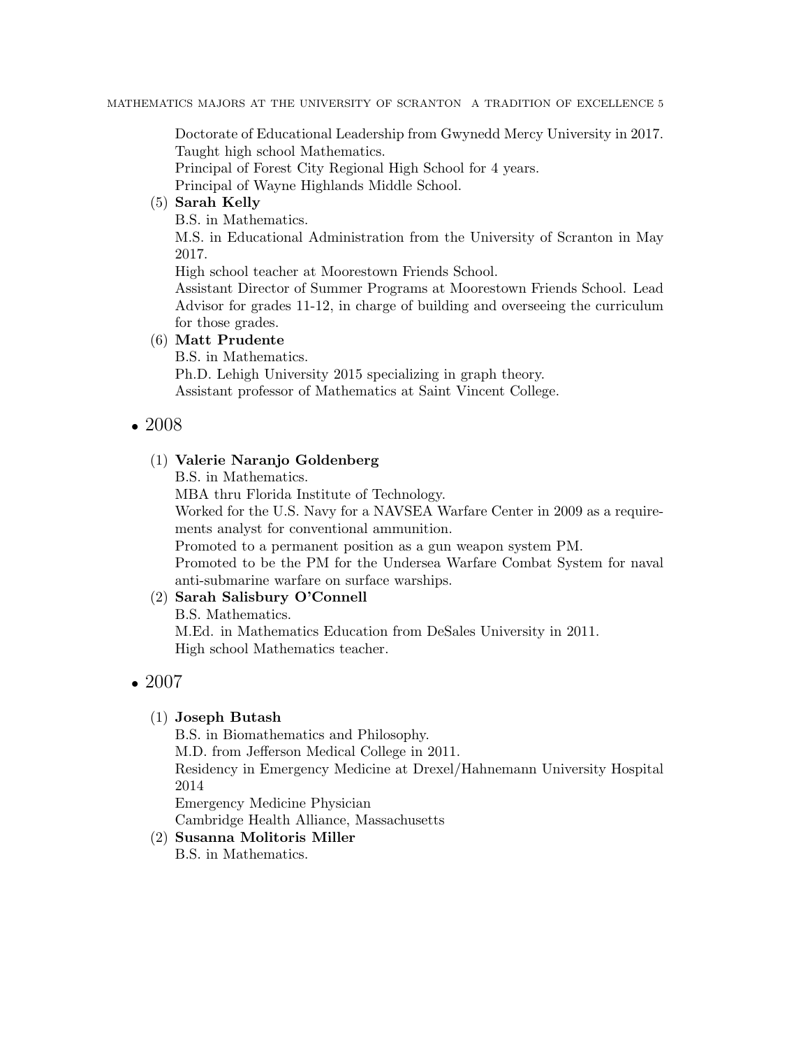Doctorate of Educational Leadership from Gwynedd Mercy University in 2017.
Taught high school Mathematics.
Principal of Forest City Regional High School for 4 years.
Principal of Wayne Highlands Middle School.

(5) **Sarah Kelly**
B.S. in Mathematics.
M.S. in Educational Administration from the University of Scranton in May 2017.
High school teacher at Moorestown Friends School.
Assistant Director of Summer Programs at Moorestown Friends School. Lead Advisor for grades 11-12, in charge of building and overseeing the curriculum for those grades.

(6) **Matt Prudente**
B.S. in Mathematics.
Ph.D. Lehigh University 2015 specializing in graph theory.
Assistant professor of Mathematics at Saint Vincent College.

- 2008

(1) **Valerie Naranjo Goldenberg**
B.S. in Mathematics.
MBA thru Florida Institute of Technology.
Worked for the U.S. Navy for a NAVSEA Warfare Center in 2009 as a requirements analyst for conventional ammunition.
Promoted to a permanent position as a gun weapon system PM.
Promoted to be the PM for the Undersea Warfare Combat System for naval anti-submarine warfare on surface warships.

(2) **Sarah Salisbury O'Connell**
B.S. Mathematics.
M.Ed. in Mathematics Education from DeSales University in 2011.
High school Mathematics teacher.

- 2007

(1) **Joseph Butash**
B.S. in Biomathematics and Philosophy.
M.D. from Jefferson Medical College in 2011.
Residency in Emergency Medicine at Drexel/Hahnemann University Hospital 2014
Emergency Medicine Physician
Cambridge Health Alliance, Massachusetts

(2) **Susanna Molitoris Miller**
B.S. in Mathematics.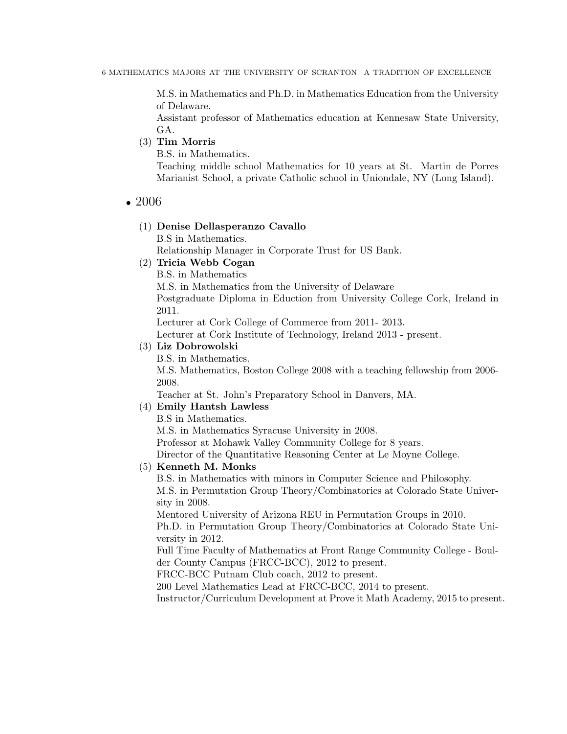M.S. in Mathematics and Ph.D. in Mathematics Education from the University of Delaware.
Assistant professor of Mathematics education at Kennesaw State University, GA.

(3) **Tim Morris**
B.S. in Mathematics.
Teaching middle school Mathematics for 10 years at St. Martin de Porres Marianist School, a private Catholic school in Uniondale, NY (Long Island).

- 2006

(1) **Denise Dellasperanzo Cavallo**
B.S in Mathematics.
Relationship Manager in Corporate Trust for US Bank.

(2) **Tricia Webb Cogan**
B.S. in Mathematics
M.S. in Mathematics from the University of Delaware
Postgraduate Diploma in Eduction from University College Cork, Ireland in 2011.
Lecturer at Cork College of Commerce from 2011- 2013.
Lecturer at Cork Institute of Technology, Ireland 2013 - present.

(3) **Liz Dobrowolski**
B.S. in Mathematics.
M.S. Mathematics, Boston College 2008 with a teaching fellowship from 2006-2008.
Teacher at St. John's Preparatory School in Danvers, MA.

(4) **Emily Hantsh Lawless**
B.S in Mathematics.
M.S. in Mathematics Syracuse University in 2008.
Professor at Mohawk Valley Community College for 8 years.
Director of the Quantitative Reasoning Center at Le Moyne College.

(5) **Kenneth M. Monks**
B.S. in Mathematics with minors in Computer Science and Philosophy.
M.S. in Permutation Group Theory/Combinatorics at Colorado State University in 2008.
Mentored University of Arizona REU in Permutation Groups in 2010.
Ph.D. in Permutation Group Theory/Combinatorics at Colorado State University in 2012.
Full Time Faculty of Mathematics at Front Range Community College - Boulder County Campus (FRCC-BCC), 2012 to present.
FRCC-BCC Putnam Club coach, 2012 to present.
200 Level Mathematics Lead at FRCC-BCC, 2014 to present.
Instructor/Curriculum Development at Prove it Math Academy, 2015 to present.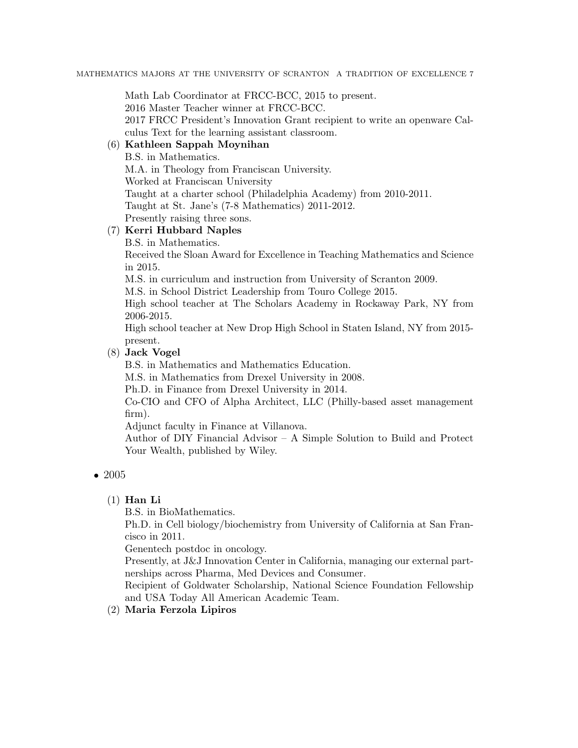Math Lab Coordinator at FRCC-BCC, 2015 to present.
2016 Master Teacher winner at FRCC-BCC.
2017 FRCC President's Innovation Grant recipient to write an openware Calculus Text for the learning assistant classroom.

(6) **Kathleen Sappah Moynihan**
B.S. in Mathematics.
M.A. in Theology from Franciscan University.
Worked at Franciscan University
Taught at a charter school (Philadelphia Academy) from 2010-2011.
Taught at St. Jane's (7-8 Mathematics) 2011-2012.
Presently raising three sons.

(7) **Kerri Hubbard Naples**
B.S. in Mathematics.
Received the Sloan Award for Excellence in Teaching Mathematics and Science in 2015.
M.S. in curriculum and instruction from University of Scranton 2009.
M.S. in School District Leadership from Touro College 2015.
High school teacher at The Scholars Academy in Rockaway Park, NY from 2006-2015.
High school teacher at New Drop High School in Staten Island, NY from 2015-present.

(8) **Jack Vogel**
B.S. in Mathematics and Mathematics Education.
M.S. in Mathematics from Drexel University in 2008.
Ph.D. in Finance from Drexel University in 2014.
Co-CIO and CFO of Alpha Architect, LLC (Philly-based asset management firm).
Adjunct faculty in Finance at Villanova.
Author of DIY Financial Advisor – A Simple Solution to Build and Protect Your Wealth, published by Wiley.

- 2005

(1) **Han Li**
B.S. in BioMathematics.
Ph.D. in Cell biology/biochemistry from University of California at San Francisco in 2011.
Genentech postdoc in oncology.
Presently, at J&J Innovation Center in California, managing our external partnerships across Pharma, Med Devices and Consumer.
Recipient of Goldwater Scholarship, National Science Foundation Fellowship and USA Today All American Academic Team.

(2) **Maria Ferzola Lipiros**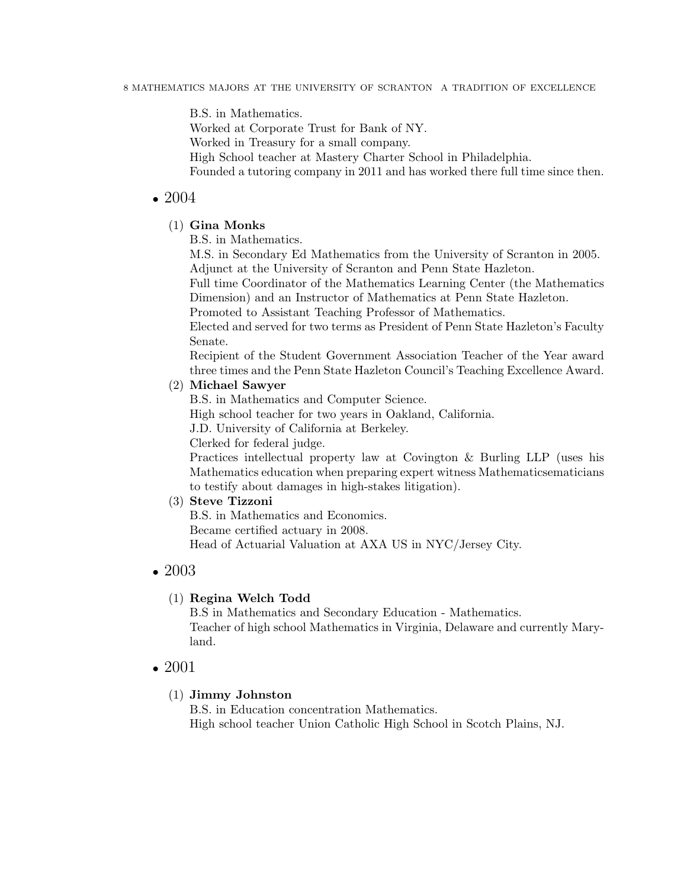B.S. in Mathematics.
Worked at Corporate Trust for Bank of NY.
Worked in Treasury for a small company.
High School teacher at Mastery Charter School in Philadelphia.
Founded a tutoring company in 2011 and has worked there full time since then.

- 2004

  (1) **Gina Monks**
  B.S. in Mathematics.
  M.S. in Secondary Ed Mathematics from the University of Scranton in 2005.
  Adjunct at the University of Scranton and Penn State Hazleton.
  Full time Coordinator of the Mathematics Learning Center (the Mathematics Dimension) and an Instructor of Mathematics at Penn State Hazleton.
  Promoted to Assistant Teaching Professor of Mathematics.
  Elected and served for two terms as President of Penn State Hazleton's Faculty Senate.
  Recipient of the Student Government Association Teacher of the Year award three times and the Penn State Hazleton Council's Teaching Excellence Award.

  (2) **Michael Sawyer**
  B.S. in Mathematics and Computer Science.
  High school teacher for two years in Oakland, California.
  J.D. University of California at Berkeley.
  Clerked for federal judge.
  Practices intellectual property law at Covington & Burling LLP (uses his Mathematics education when preparing expert witness Mathematicsematicians to testify about damages in high-stakes litigation).

  (3) **Steve Tizzoni**
  B.S. in Mathematics and Economics.
  Became certified actuary in 2008.
  Head of Actuarial Valuation at AXA US in NYC/Jersey City.

- 2003

  (1) **Regina Welch Todd**
  B.S in Mathematics and Secondary Education - Mathematics.
  Teacher of high school Mathematics in Virginia, Delaware and currently Maryland.

- 2001

  (1) **Jimmy Johnston**
  B.S. in Education concentration Mathematics.
  High school teacher Union Catholic High School in Scotch Plains, NJ.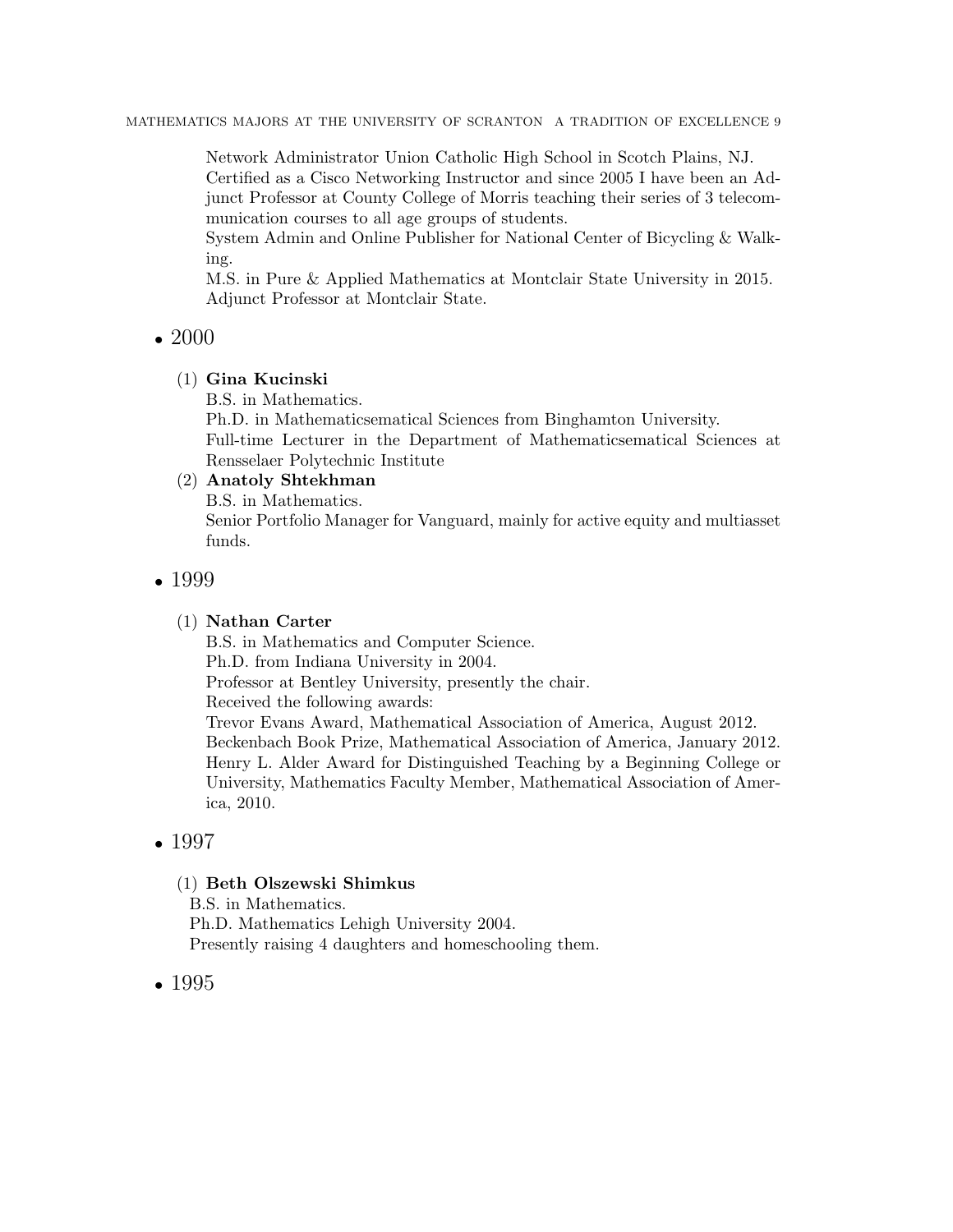Network Administrator Union Catholic High School in Scotch Plains, NJ.
Certified as a Cisco Networking Instructor and since 2005 I have been an Adjunct Professor at County College of Morris teaching their series of 3 telecommunication courses to all age groups of students.
System Admin and Online Publisher for National Center of Bicycling & Walking.
M.S. in Pure & Applied Mathematics at Montclair State University in 2015.
Adjunct Professor at Montclair State.

- 2000

  (1) **Gina Kucinski**
  B.S. in Mathematics.
  Ph.D. in Mathematicsematical Sciences from Binghamton University.
  Full-time Lecturer in the Department of Mathematicsematical Sciences at Rensselaer Polytechnic Institute

  (2) **Anatoly Shtekhman**
  B.S. in Mathematics.
  Senior Portfolio Manager for Vanguard, mainly for active equity and multiasset funds.

- 1999

  (1) **Nathan Carter**
  B.S. in Mathematics and Computer Science.
  Ph.D. from Indiana University in 2004.
  Professor at Bentley University, presently the chair.
  Received the following awards:
  Trevor Evans Award, Mathematical Association of America, August 2012.
  Beckenbach Book Prize, Mathematical Association of America, January 2012.
  Henry L. Alder Award for Distinguished Teaching by a Beginning College or University, Mathematics Faculty Member, Mathematical Association of America, 2010.

- 1997

  (1) **Beth Olszewski Shimkus**
  B.S. in Mathematics.
  Ph.D. Mathematics Lehigh University 2004.
  Presently raising 4 daughters and homeschooling them.

- 1995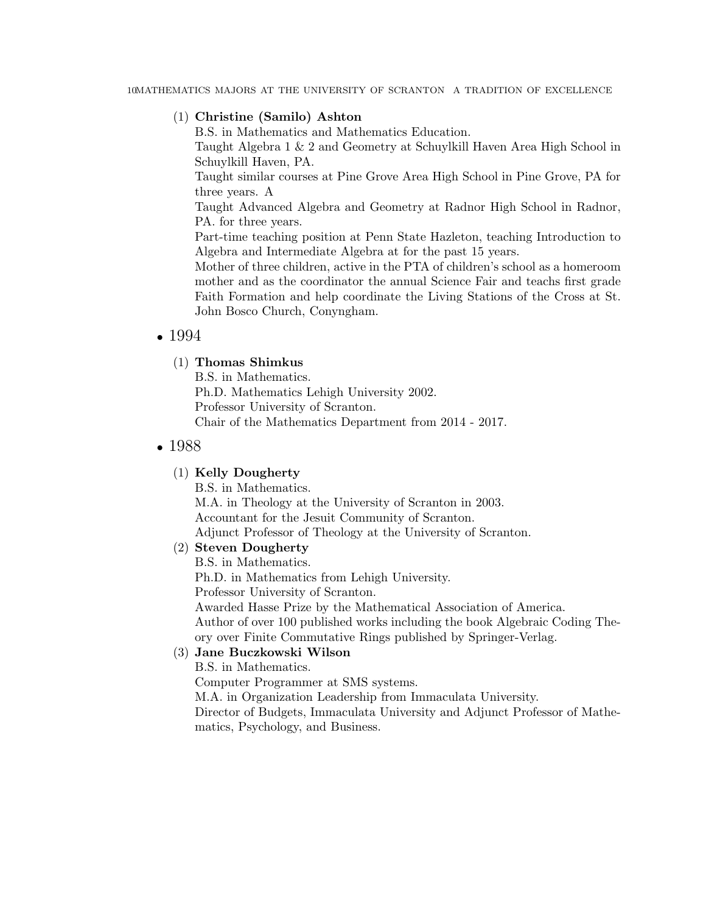(1) **Christine (Samilo) Ashton**
B.S. in Mathematics and Mathematics Education.
Taught Algebra 1 & 2 and Geometry at Schuylkill Haven Area High School in Schuylkill Haven, PA.
Taught similar courses at Pine Grove Area High School in Pine Grove, PA for three years. A
Taught Advanced Algebra and Geometry at Radnor High School in Radnor, PA. for three years.
Part-time teaching position at Penn State Hazleton, teaching Introduction to Algebra and Intermediate Algebra at for the past 15 years.
Mother of three children, active in the PTA of children's school as a homeroom mother and as the coordinator the annual Science Fair and teachs first grade Faith Formation and help coordinate the Living Stations of the Cross at St. John Bosco Church, Conyngham.

- 1994

(1) **Thomas Shimkus**
B.S. in Mathematics.
Ph.D. Mathematics Lehigh University 2002.
Professor University of Scranton.
Chair of the Mathematics Department from 2014 - 2017.

- 1988

(1) **Kelly Dougherty**
B.S. in Mathematics.
M.A. in Theology at the University of Scranton in 2003.
Accountant for the Jesuit Community of Scranton.
Adjunct Professor of Theology at the University of Scranton.

(2) **Steven Dougherty**
B.S. in Mathematics.
Ph.D. in Mathematics from Lehigh University.
Professor University of Scranton.
Awarded Hasse Prize by the Mathematical Association of America.
Author of over 100 published works including the book Algebraic Coding Theory over Finite Commutative Rings published by Springer-Verlag.

(3) **Jane Buczkowski Wilson**
B.S. in Mathematics.
Computer Programmer at SMS systems.
M.A. in Organization Leadership from Immaculata University.
Director of Budgets, Immaculata University and Adjunct Professor of Mathematics, Psychology, and Business.